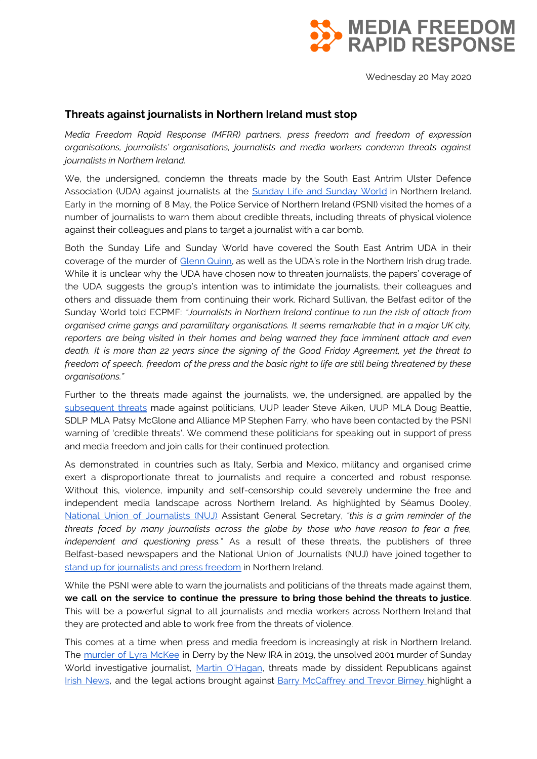MEDIA FREEDOM RAPID RESPONSE

Wednesday 20 May 2020

## Threats against journalists in Northern Ireland must stop

*Media Freedom Rapid Response (MFRR) partners, press freedom and freedom of expression organisations, journalists' organisations, journalists and media workers condemn threats against journalists in Northern Ireland.*

We, the undersigned, condemn the threats made by the South East Antrim Ulster Defence Association (UDA) against journalists at the Sunday Life and Sunday World in Northern Ireland. Early in the morning of 8 May, the Police Service of Northern Ireland (PSNI) visited the homes of a number of journalists to warn them about credible threats, including threats of physical violence against their colleagues and plans to target a journalist with a car bomb.

Both the Sunday Life and Sunday World have covered the South East Antrim UDA in their coverage of the murder of Glenn Quinn, as well as the UDA's role in the Northern Irish drug trade. While it is unclear why the UDA have chosen now to threaten journalists, the papers' coverage of the UDA suggests the group's intention was to intimidate the journalists, their colleagues and others and dissuade them from continuing their work. Richard Sullivan, the Belfast editor of the Sunday World told ECPMF: *"Journalists in Northern Ireland continue to run the risk of attack from organised crime gangs and paramilitary organisations. It seems remarkable that in a major UK city, reporters are being visited in their homes and being warned they face imminent attack and even death. It is more than 22 years since the signing of the Good Friday Agreement, yet the threat to freedom of speech, freedom of the press and the basic right to life are still being threatened by these organisations."*

Further to the threats made against the journalists, we, the undersigned, are appalled by the subsequent threats made against politicians, UUP leader Steve Aiken, UUP MLA Doug Beattie, SDLP MLA Patsy McGlone and Alliance MP Stephen Farry, who have been contacted by the PSNI warning of 'credible threats'. We commend these politicians for speaking out in support of press and media freedom and join calls for their continued protection.

As demonstrated in countries such as Italy, Serbia and Mexico, militancy and organised crime exert a disproportionate threat to journalists and require a concerted and robust response. Without this, violence, impunity and self-censorship could severely undermine the free and independent media landscape across Northern Ireland. As highlighted by Séamus Dooley, National Union of Journalists (NUJ) Assistant General Secretary, *"this is a grim reminder of the threats faced by many journalists across the globe by those who have reason to fear a free, independent and questioning press."* As a result of these threats, the publishers of three Belfast-based newspapers and the National Union of Journalists (NUJ) have joined together to stand up for journalists and press freedom in Northern Ireland.

While the PSNI were able to warn the journalists and politicians of the threats made against them, **we call on the service to continue the pressure to bring those behind the threats to justice**. This will be a powerful signal to all journalists and media workers across Northern Ireland that they are protected and able to work free from the threats of violence.

This comes at a time when press and media freedom is increasingly at risk in Northern Ireland. The murder of Lyra McKee in Derry by the New IRA in 2019, the unsolved 2001 murder of Sunday World investigative journalist, Martin O'Hagan, threats made by dissident Republicans against Irish News, and the legal actions brought against Barry McCaffrey and Trevor Birney highlight a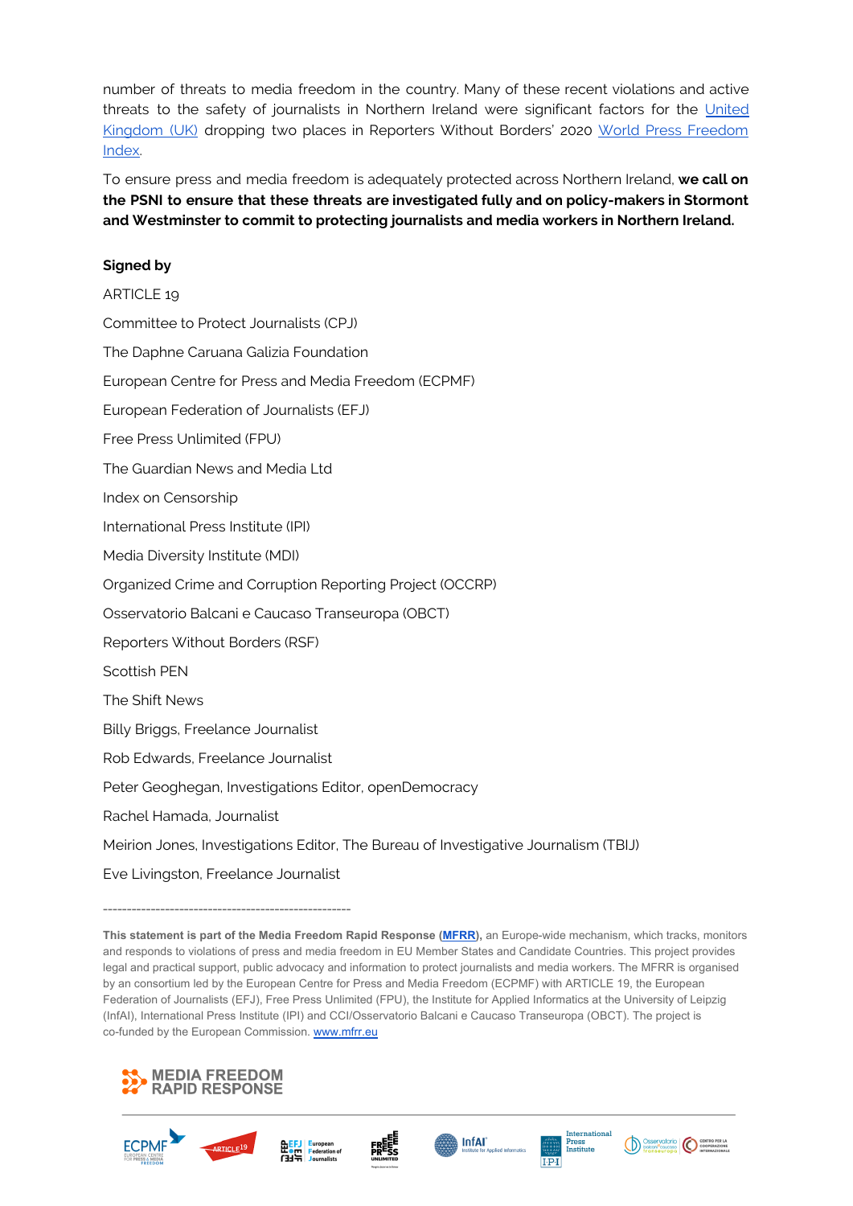number of threats to media freedom in the country. Many of these recent violations and active threats to the safety of journalists in Northern Ireland were significant factors for the United Kingdom (UK) dropping two places in Reporters Without Borders' 2020 World Press Freedom Index.

To ensure press and media freedom is adequately protected across Northern Ireland, **we call on the PSNI to ensure that these threats are investigated fully and on policy-makers in Stormont and Westminster to commit to protecting journalists and media workers in Northern Ireland.**

**Signed by**

ARTICLE 19

Committee to Protect Journalists (CPJ)

The Daphne Caruana Galizia Foundation

European Centre for Press and Media Freedom (ECPMF)

European Federation of Journalists (EFJ)

Free Press Unlimited (FPU)

The Guardian News and Media Ltd

Index on Censorship

International Press Institute (IPI)

Media Diversity Institute (MDI)

Organized Crime and Corruption Reporting Project (OCCRP)

Osservatorio Balcani e Caucaso Transeuropa (OBCT)

Reporters Without Borders (RSF)

Scottish PEN

The Shift News

Billy Briggs, Freelance Journalist

Rob Edwards, Freelance Journalist

Peter Geoghegan, Investigations Editor, openDemocracy

Rachel Hamada, Journalist

Meirion Jones, Investigations Editor, The Bureau of Investigative Journalism (TBIJ)

Eve Livingston, Freelance Journalist

---

**This statement is part of the Media Freedom Rapid Response (MFRR),** an Europe-wide mechanism, which tracks, monitors and responds to violations of press and media freedom in EU Member States and Candidate Countries. This project provides legal and practical support, public advocacy and information to protect journalists and media workers. The MFRR is organised by an consortium led by the European Centre for Press and Media Freedom (ECPMF) with ARTICLE 19, the European Federation of Journalists (EFJ), Free Press Unlimited (FPU), the Institute for Applied Informatics at the University of Leipzig (InfAI), International Press Institute (IPI) and CCI/Osservatorio Balcani e Caucaso Transeuropa (OBCT). The project is co-funded by the European Commission. www.mfrr.eu